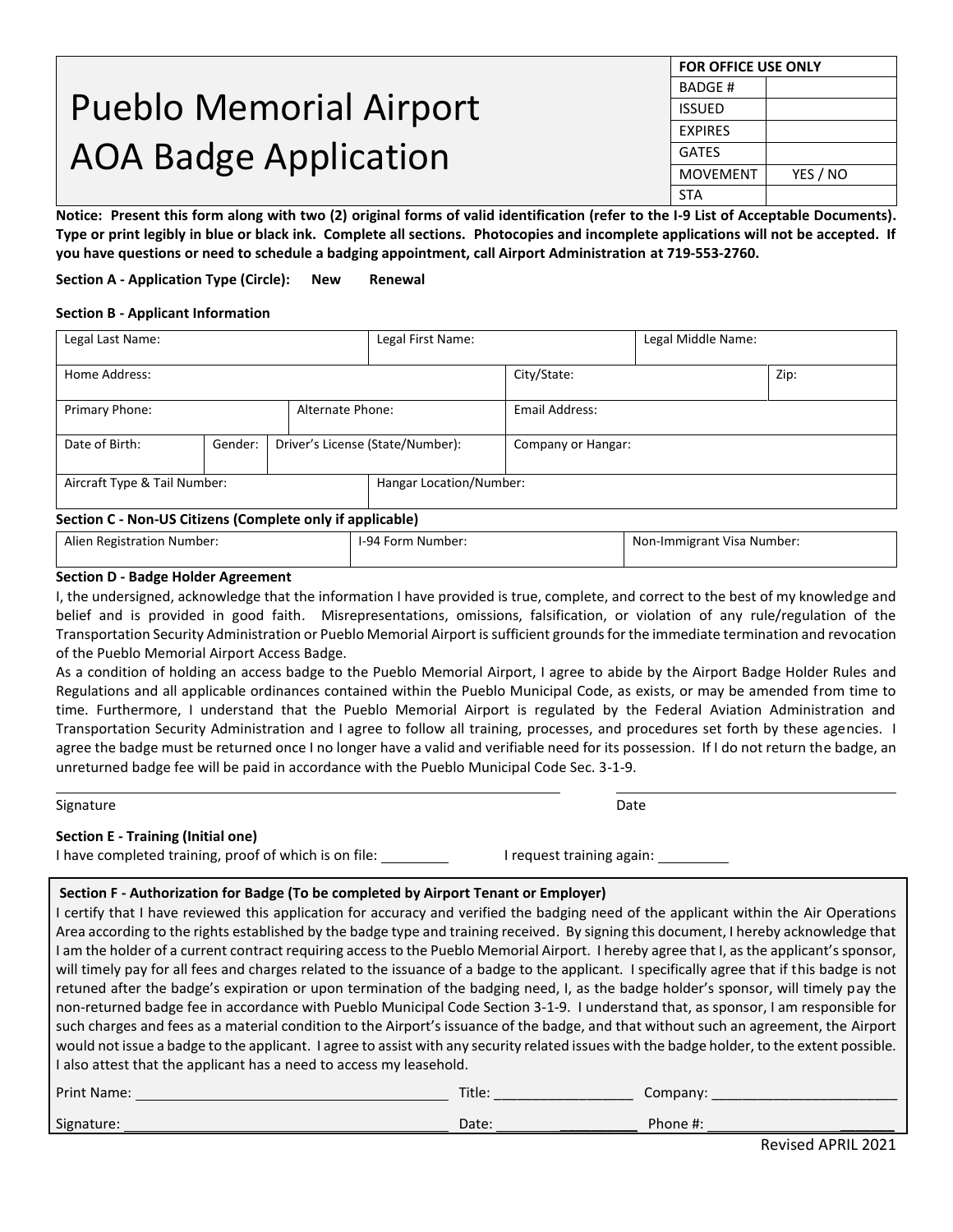# Pueblo Memorial Airport AOA Badge Application

| FOR OFFICE USE ONLY | |
|---|---|
| BADGE # | |
| ISSUED | |
| EXPIRES | |
| GATES | |
| MOVEMENT | YES / NO |
| STA | |

**Notice: Present this form along with two (2) original forms of valid identification (refer to the I-9 List of Acceptable Documents). Type or print legibly in blue or black ink. Complete all sections. Photocopies and incomplete applications will not be accepted. If you have questions or need to schedule a badging appointment, call Airport Administration at 719-553-2760.**

**Section A - Application Type (Circle): New Renewal**

**Section B - Applicant Information**

| Legal Last Name: | | | Legal First Name: | | Legal Middle Name: | |
|---|---|---|---|---|---|---|
| Home Address: | | | | City/State: | | Zip: |
| Primary Phone: | | Alternate Phone: | | Email Address: | | |
| Date of Birth: | Gender: | Driver's License (State/Number): | | Company or Hangar: | | |
| Aircraft Type & Tail Number: | | | Hangar Location/Number: | | | |

**Section C - Non-US Citizens (Complete only if applicable)**

| Alien Registration Number: | I-94 Form Number: | Non-Immigrant Visa Number: |
|---|---|---|

**Section D - Badge Holder Agreement**

I, the undersigned, acknowledge that the information I have provided is true, complete, and correct to the best of my knowledge and belief and is provided in good faith. Misrepresentations, omissions, falsification, or violation of any rule/regulation of the Transportation Security Administration or Pueblo Memorial Airport is sufficient grounds for the immediate termination and revocation of the Pueblo Memorial Airport Access Badge.

As a condition of holding an access badge to the Pueblo Memorial Airport, I agree to abide by the Airport Badge Holder Rules and Regulations and all applicable ordinances contained within the Pueblo Municipal Code, as exists, or may be amended from time to time. Furthermore, I understand that the Pueblo Memorial Airport is regulated by the Federal Aviation Administration and Transportation Security Administration and I agree to follow all training, processes, and procedures set forth by these agencies. I agree the badge must be returned once I no longer have a valid and verifiable need for its possession. If I do not return the badge, an unreturned badge fee will be paid in accordance with the Pueblo Municipal Code Sec. 3-1-9.

Signature ______________________________ Date ______________

**Section E - Training (Initial one)**

I have completed training, proof of which is on file: ________ I request training again: ________

**Section F - Authorization for Badge (To be completed by Airport Tenant or Employer)**

I certify that I have reviewed this application for accuracy and verified the badging need of the applicant within the Air Operations Area according to the rights established by the badge type and training received. By signing this document, I hereby acknowledge that I am the holder of a current contract requiring access to the Pueblo Memorial Airport. I hereby agree that I, as the applicant's sponsor, will timely pay for all fees and charges related to the issuance of a badge to the applicant. I specifically agree that if this badge is not retuned after the badge's expiration or upon termination of the badging need, I, as the badge holder's sponsor, will timely pay the non-returned badge fee in accordance with Pueblo Municipal Code Section 3-1-9. I understand that, as sponsor, I am responsible for such charges and fees as a material condition to the Airport's issuance of the badge, and that without such an agreement, the Airport would not issue a badge to the applicant. I agree to assist with any security related issues with the badge holder, to the extent possible. I also attest that the applicant has a need to access my leasehold.

Print Name: ______________________ Title: ______________ Company: ______________

Signature: ______________________ Date: ______________ Phone #: ______________

Revised APRIL 2021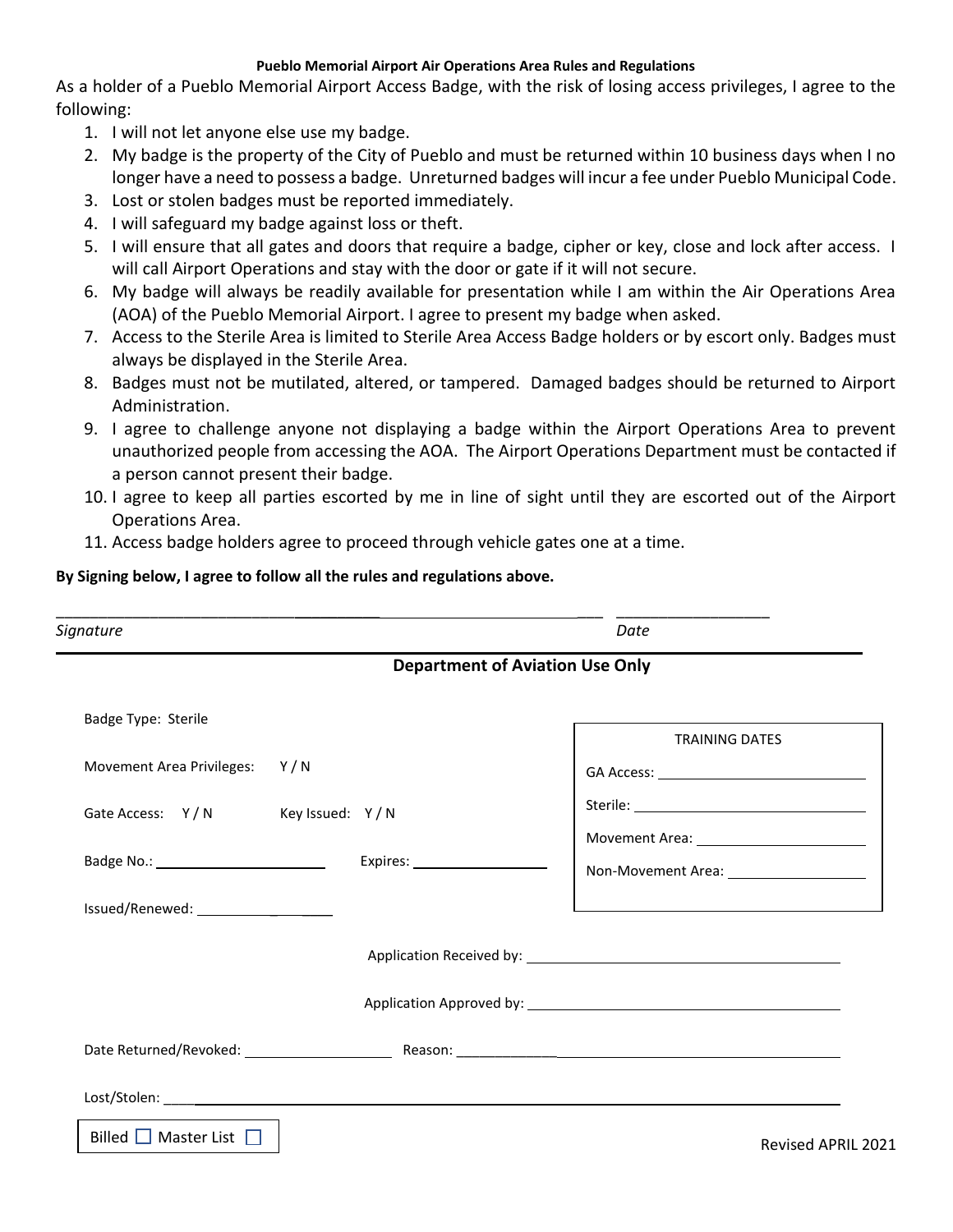**Pueblo Memorial Airport Air Operations Area Rules and Regulations**

As a holder of a Pueblo Memorial Airport Access Badge, with the risk of losing access privileges, I agree to the following:

1. I will not let anyone else use my badge.
2. My badge is the property of the City of Pueblo and must be returned within 10 business days when I no longer have a need to possess a badge. Unreturned badges will incur a fee under Pueblo Municipal Code.
3. Lost or stolen badges must be reported immediately.
4. I will safeguard my badge against loss or theft.
5. I will ensure that all gates and doors that require a badge, cipher or key, close and lock after access. I will call Airport Operations and stay with the door or gate if it will not secure.
6. My badge will always be readily available for presentation while I am within the Air Operations Area (AOA) of the Pueblo Memorial Airport. I agree to present my badge when asked.
7. Access to the Sterile Area is limited to Sterile Area Access Badge holders or by escort only. Badges must always be displayed in the Sterile Area.
8. Badges must not be mutilated, altered, or tampered. Damaged badges should be returned to Airport Administration.
9. I agree to challenge anyone not displaying a badge within the Airport Operations Area to prevent unauthorized people from accessing the AOA. The Airport Operations Department must be contacted if a person cannot present their badge.
10. I agree to keep all parties escorted by me in line of sight until they are escorted out of the Airport Operations Area.
11. Access badge holders agree to proceed through vehicle gates one at a time.

**By Signing below, I agree to follow all the rules and regulations above.**

_______________________________________________ ____________________

*Signature* *Date*

---

**Department of Aviation Use Only**

Badge Type: Sterile

Movement Area Privileges: Y / N

Gate Access: Y / N Key Issued: Y / N

Badge No.: ____________________ Expires: ________________

Issued/Renewed: ________________

| TRAINING DATES |
|---|
| GA Access: ______________________ |
| Sterile: ______________________ |
| Movement Area: ________________ |
| Non-Movement Area: ______________ |

Application Received by: ________________________________

Application Approved by: ________________________________

Date Returned/Revoked: ________________ Reason: ________________________________

Lost/Stolen: ________________________________________________

Billed ☐ Master List ☐

Revised APRIL 2021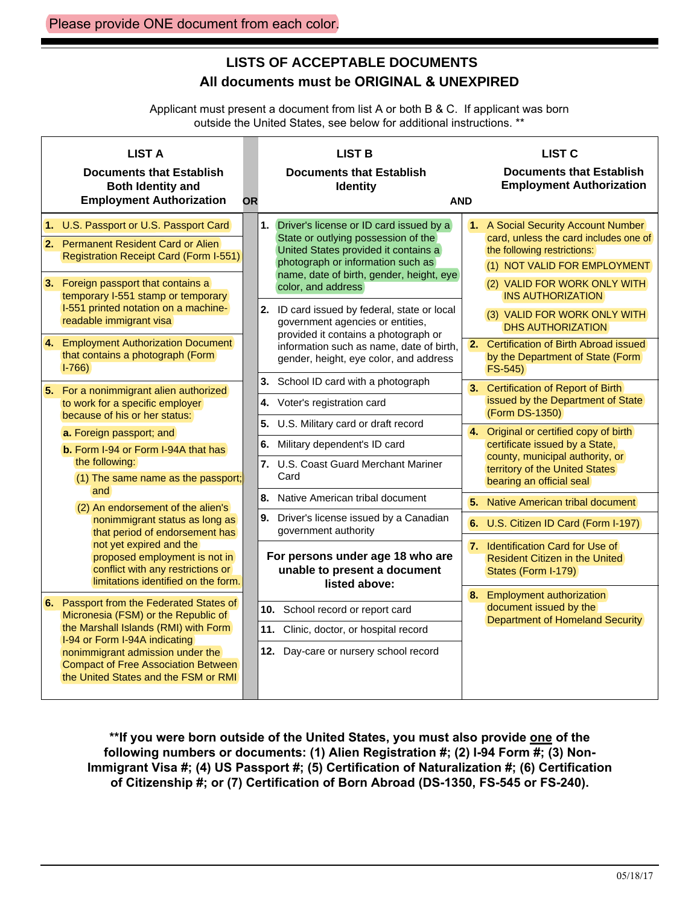Please provide ONE document from each color.

## LISTS OF ACCEPTABLE DOCUMENTS
## All documents must be ORIGINAL & UNEXPIRED

Applicant must present a document from list A or both B & C. If applicant was born outside the United States, see below for additional instructions. **

| LIST A<br>**Documents that Establish Both Identity and Employment Authorization** | OR | LIST B<br>**Documents that Establish Identity** | AND | LIST C<br>**Documents that Establish Employment Authorization** |
|---|---|---|---|---|
| **1.** U.S. Passport or U.S. Passport Card | | **1.** Driver's license or ID card issued by a State or outlying possession of the United States provided it contains a photograph or information such as name, date of birth, gender, height, eye color, and address | | **1.** A Social Security Account Number card, unless the card includes one of the following restrictions:<br>(1) NOT VALID FOR EMPLOYMENT<br>(2) VALID FOR WORK ONLY WITH INS AUTHORIZATION<br>(3) VALID FOR WORK ONLY WITH DHS AUTHORIZATION |
| **2.** Permanent Resident Card or Alien Registration Receipt Card (Form I-551) | | **2.** ID card issued by federal, state or local government agencies or entities, provided it contains a photograph or information such as name, date of birth, gender, height, eye color, and address | | **2.** Certification of Birth Abroad issued by the Department of State (Form FS-545) |
| **3.** Foreign passport that contains a temporary I-551 stamp or temporary I-551 printed notation on a machine-readable immigrant visa | | **3.** School ID card with a photograph | | **3.** Certification of Report of Birth issued by the Department of State (Form DS-1350) |
| **4.** Employment Authorization Document that contains a photograph (Form I-766) | | **4.** Voter's registration card | | **4.** Original or certified copy of birth certificate issued by a State, county, municipal authority, or territory of the United States bearing an official seal |
| **5.** For a nonimmigrant alien authorized to work for a specific employer because of his or her status:<br>**a.** Foreign passport; and<br>**b.** Form I-94 or Form I-94A that has the following:<br>(1) The same name as the passport; and<br>(2) An endorsement of the alien's nonimmigrant status as long as that period of endorsement has not yet expired and the proposed employment is not in conflict with any restrictions or limitations identified on the form. | | **5.** U.S. Military card or draft record | | **5.** Native American tribal document |
| **6.** Passport from the Federated States of Micronesia (FSM) or the Republic of the Marshall Islands (RMI) with Form I-94 or Form I-94A indicating nonimmigrant admission under the Compact of Free Association Between the United States and the FSM or RMI | | **6.** Military dependent's ID card | | **6.** U.S. Citizen ID Card (Form I-197) |
| | | **7.** U.S. Coast Guard Merchant Mariner Card | | **7.** Identification Card for Use of Resident Citizen in the United States (Form I-179) |
| | | **8.** Native American tribal document | | **8.** Employment authorization document issued by the Department of Homeland Security |
| | | **9.** Driver's license issued by a Canadian government authority | | |
| | | **For persons under age 18 who are unable to present a document listed above:** | | |
| | | **10.** School record or report card | | |
| | | **11.** Clinic, doctor, or hospital record | | |
| | | **12.** Day-care or nursery school record | | |

**\*\*If you were born outside of the United States, you must also provide one of the following numbers or documents: (1) Alien Registration #; (2) I-94 Form #; (3) Non-Immigrant Visa #; (4) US Passport #; (5) Certification of Naturalization #; (6) Certification of Citizenship #; or (7) Certification of Born Abroad (DS-1350, FS-545 or FS-240).**

05/18/17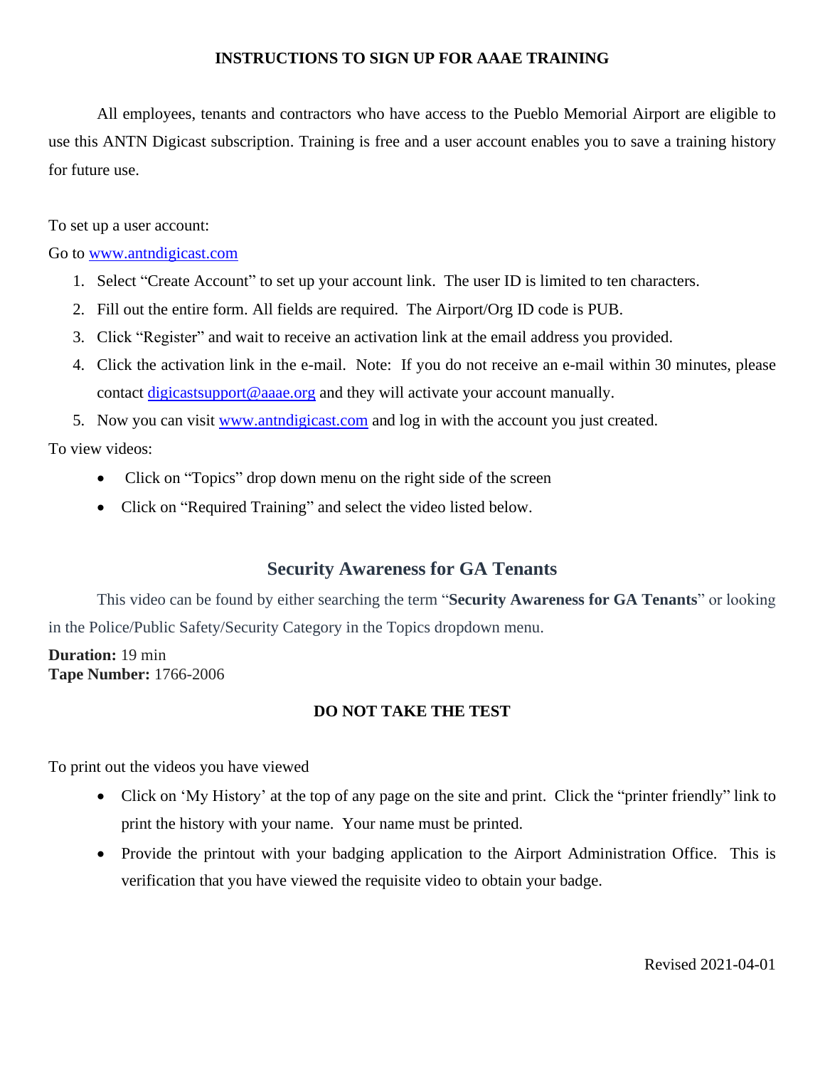# INSTRUCTIONS TO SIGN UP FOR AAAE TRAINING

All employees, tenants and contractors who have access to the Pueblo Memorial Airport are eligible to use this ANTN Digicast subscription. Training is free and a user account enables you to save a training history for future use.

To set up a user account:

Go to www.antndigicast.com

1. Select "Create Account" to set up your account link. The user ID is limited to ten characters.
2. Fill out the entire form. All fields are required. The Airport/Org ID code is PUB.
3. Click "Register" and wait to receive an activation link at the email address you provided.
4. Click the activation link in the e-mail. Note: If you do not receive an e-mail within 30 minutes, please contact digicastsupport@aaae.org and they will activate your account manually.
5. Now you can visit www.antndigicast.com and log in with the account you just created.

To view videos:

- Click on "Topics" drop down menu on the right side of the screen
- Click on "Required Training" and select the video listed below.

## Security Awareness for GA Tenants

This video can be found by either searching the term "**Security Awareness for GA Tenants**" or looking in the Police/Public Safety/Security Category in the Topics dropdown menu.

**Duration:** 19 min
**Tape Number:** 1766-2006

**DO NOT TAKE THE TEST**

To print out the videos you have viewed

- Click on 'My History' at the top of any page on the site and print. Click the "printer friendly" link to print the history with your name. Your name must be printed.
- Provide the printout with your badging application to the Airport Administration Office. This is verification that you have viewed the requisite video to obtain your badge.

Revised 2021-04-01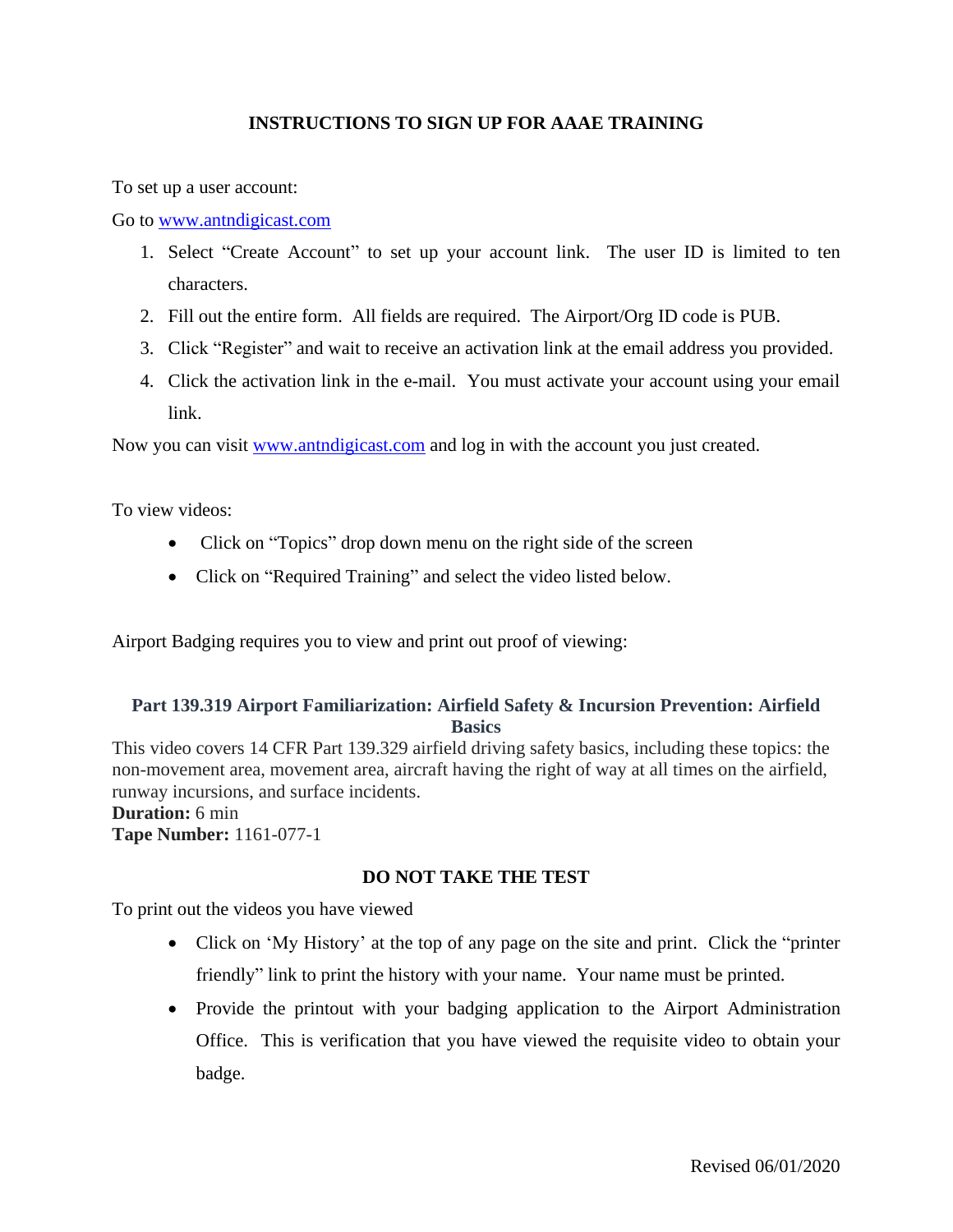# INSTRUCTIONS TO SIGN UP FOR AAAE TRAINING

To set up a user account:

Go to [www.antndigicast.com](http://www.antndigicast.com)

1. Select "Create Account" to set up your account link. The user ID is limited to ten characters.
2. Fill out the entire form. All fields are required. The Airport/Org ID code is PUB.
3. Click "Register" and wait to receive an activation link at the email address you provided.
4. Click the activation link in the e-mail. You must activate your account using your email link.

Now you can visit [www.antndigicast.com](http://www.antndigicast.com) and log in with the account you just created.

To view videos:

- Click on "Topics" drop down menu on the right side of the screen
- Click on "Required Training" and select the video listed below.

Airport Badging requires you to view and print out proof of viewing:

### Part 139.319 Airport Familiarization: Airfield Safety & Incursion Prevention: Airfield Basics

This video covers 14 CFR Part 139.329 airfield driving safety basics, including these topics: the non-movement area, movement area, aircraft having the right of way at all times on the airfield, runway incursions, and surface incidents.
**Duration:** 6 min
**Tape Number:** 1161-077-1

### DO NOT TAKE THE TEST

To print out the videos you have viewed

- Click on 'My History' at the top of any page on the site and print. Click the "printer friendly" link to print the history with your name. Your name must be printed.
- Provide the printout with your badging application to the Airport Administration Office. This is verification that you have viewed the requisite video to obtain your badge.

Revised 06/01/2020